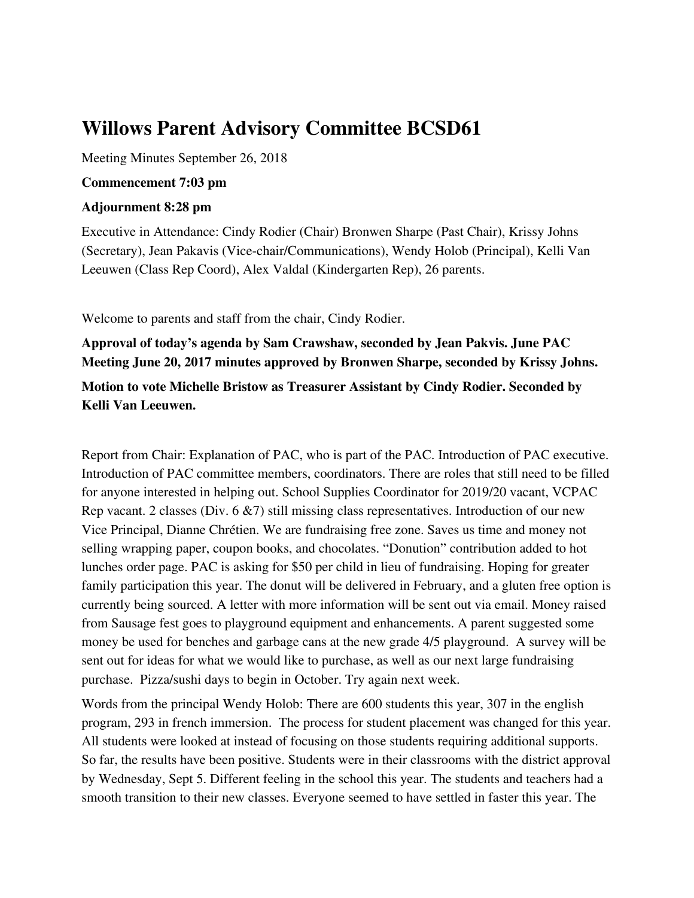# Willows Parent Advisory Committee BCSD61

Meeting Minutes September 26, 2018

**Commencement 7:03 pm**

**Adjournment 8:28 pm**

Executive in Attendance: Cindy Rodier (Chair) Bronwen Sharpe (Past Chair), Krissy Johns (Secretary), Jean Pakavis (Vice-chair/Communications), Wendy Holob (Principal), Kelli Van Leeuwen (Class Rep Coord), Alex Valdal (Kindergarten Rep), 26 parents.

Welcome to parents and staff from the chair, Cindy Rodier.

**Approval of today's agenda by Sam Crawshaw, seconded by Jean Pakvis. June PAC Meeting June 20, 2017 minutes approved by Bronwen Sharpe, seconded by Krissy Johns.**

**Motion to vote Michelle Bristow as Treasurer Assistant by Cindy Rodier. Seconded by Kelli Van Leeuwen.**

Report from Chair: Explanation of PAC, who is part of the PAC. Introduction of PAC executive. Introduction of PAC committee members, coordinators. There are roles that still need to be filled for anyone interested in helping out. School Supplies Coordinator for 2019/20 vacant, VCPAC Rep vacant. 2 classes (Div. 6 &7) still missing class representatives. Introduction of our new Vice Principal, Dianne Chrétien. We are fundraising free zone. Saves us time and money not selling wrapping paper, coupon books, and chocolates. "Donution" contribution added to hot lunches order page. PAC is asking for $50 per child in lieu of fundraising. Hoping for greater family participation this year. The donut will be delivered in February, and a gluten free option is currently being sourced. A letter with more information will be sent out via email. Money raised from Sausage fest goes to playground equipment and enhancements. A parent suggested some money be used for benches and garbage cans at the new grade 4/5 playground. A survey will be sent out for ideas for what we would like to purchase, as well as our next large fundraising purchase. Pizza/sushi days to begin in October. Try again next week.

Words from the principal Wendy Holob: There are 600 students this year, 307 in the english program, 293 in french immersion. The process for student placement was changed for this year. All students were looked at instead of focusing on those students requiring additional supports. So far, the results have been positive. Students were in their classrooms with the district approval by Wednesday, Sept 5. Different feeling in the school this year. The students and teachers had a smooth transition to their new classes. Everyone seemed to have settled in faster this year. The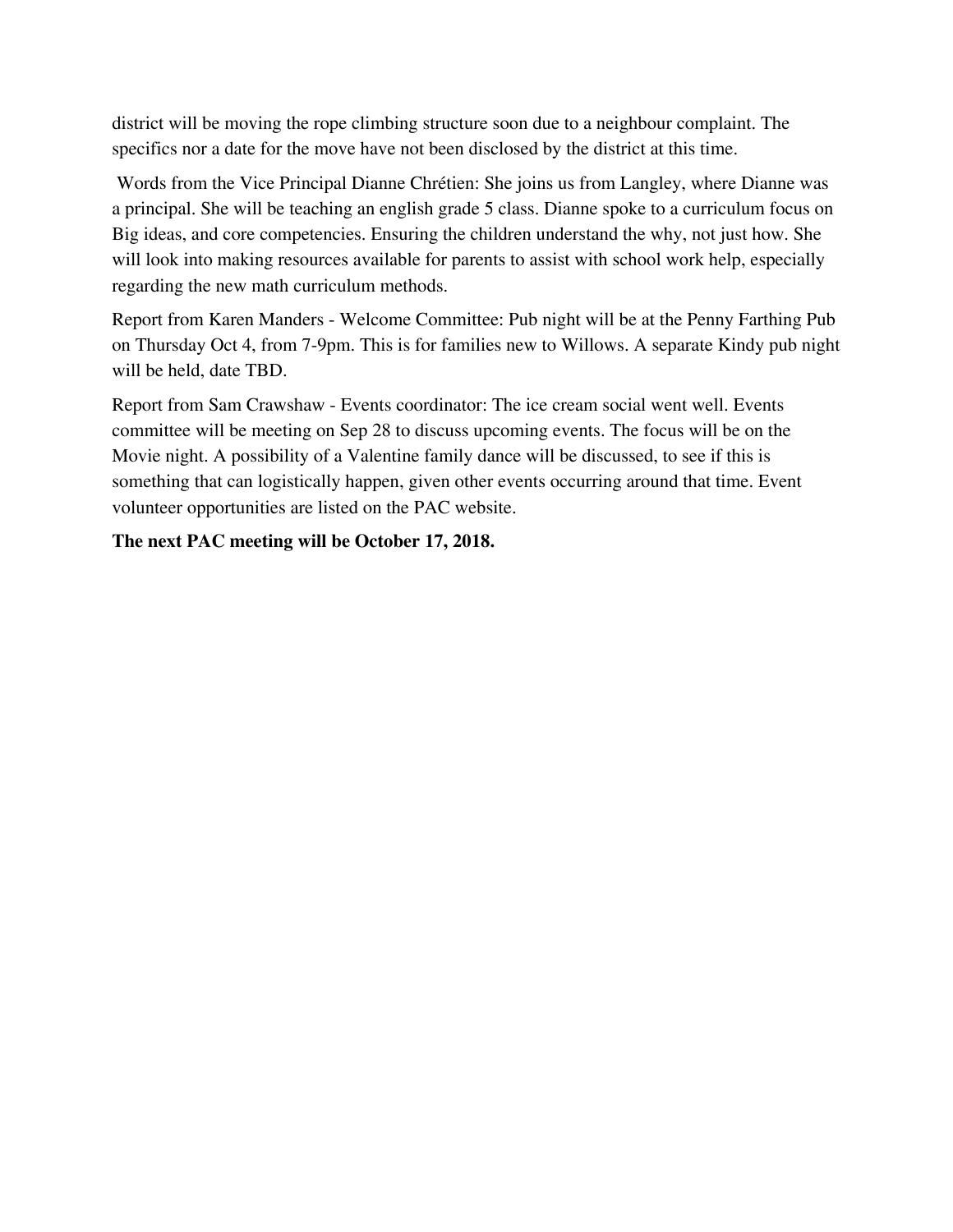district will be moving the rope climbing structure soon due to a neighbour complaint. The specifics nor a date for the move have not been disclosed by the district at this time.

Words from the Vice Principal Dianne Chrétien: She joins us from Langley, where Dianne was a principal. She will be teaching an english grade 5 class. Dianne spoke to a curriculum focus on Big ideas, and core competencies. Ensuring the children understand the why, not just how. She will look into making resources available for parents to assist with school work help, especially regarding the new math curriculum methods.

Report from Karen Manders - Welcome Committee: Pub night will be at the Penny Farthing Pub on Thursday Oct 4, from 7-9pm. This is for families new to Willows. A separate Kindy pub night will be held, date TBD.

Report from Sam Crawshaw - Events coordinator: The ice cream social went well. Events committee will be meeting on Sep 28 to discuss upcoming events. The focus will be on the Movie night. A possibility of a Valentine family dance will be discussed, to see if this is something that can logistically happen, given other events occurring around that time. Event volunteer opportunities are listed on the PAC website.

**The next PAC meeting will be October 17, 2018.**